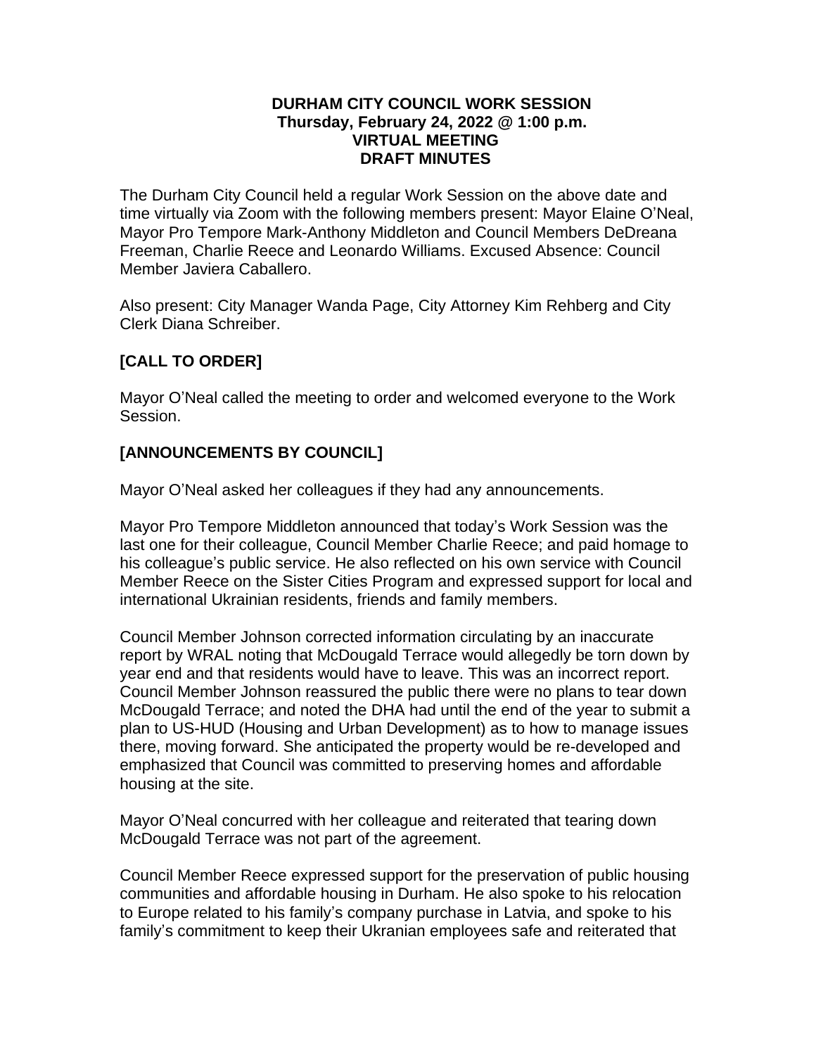**DURHAM CITY COUNCIL WORK SESSION**
**Thursday, February 24, 2022 @ 1:00 p.m.**
**VIRTUAL MEETING**
**DRAFT MINUTES**

The Durham City Council held a regular Work Session on the above date and time virtually via Zoom with the following members present: Mayor Elaine O'Neal, Mayor Pro Tempore Mark-Anthony Middleton and Council Members DeDreana Freeman, Charlie Reece and Leonardo Williams. Excused Absence: Council Member Javiera Caballero.

Also present: City Manager Wanda Page, City Attorney Kim Rehberg and City Clerk Diana Schreiber.

## [CALL TO ORDER]

Mayor O'Neal called the meeting to order and welcomed everyone to the Work Session.

## [ANNOUNCEMENTS BY COUNCIL]

Mayor O'Neal asked her colleagues if they had any announcements.

Mayor Pro Tempore Middleton announced that today's Work Session was the last one for their colleague, Council Member Charlie Reece; and paid homage to his colleague's public service. He also reflected on his own service with Council Member Reece on the Sister Cities Program and expressed support for local and international Ukrainian residents, friends and family members.

Council Member Johnson corrected information circulating by an inaccurate report by WRAL noting that McDougald Terrace would allegedly be torn down by year end and that residents would have to leave. This was an incorrect report. Council Member Johnson reassured the public there were no plans to tear down McDougald Terrace; and noted the DHA had until the end of the year to submit a plan to US-HUD (Housing and Urban Development) as to how to manage issues there, moving forward. She anticipated the property would be re-developed and emphasized that Council was committed to preserving homes and affordable housing at the site.

Mayor O'Neal concurred with her colleague and reiterated that tearing down McDougald Terrace was not part of the agreement.

Council Member Reece expressed support for the preservation of public housing communities and affordable housing in Durham. He also spoke to his relocation to Europe related to his family's company purchase in Latvia, and spoke to his family's commitment to keep their Ukranian employees safe and reiterated that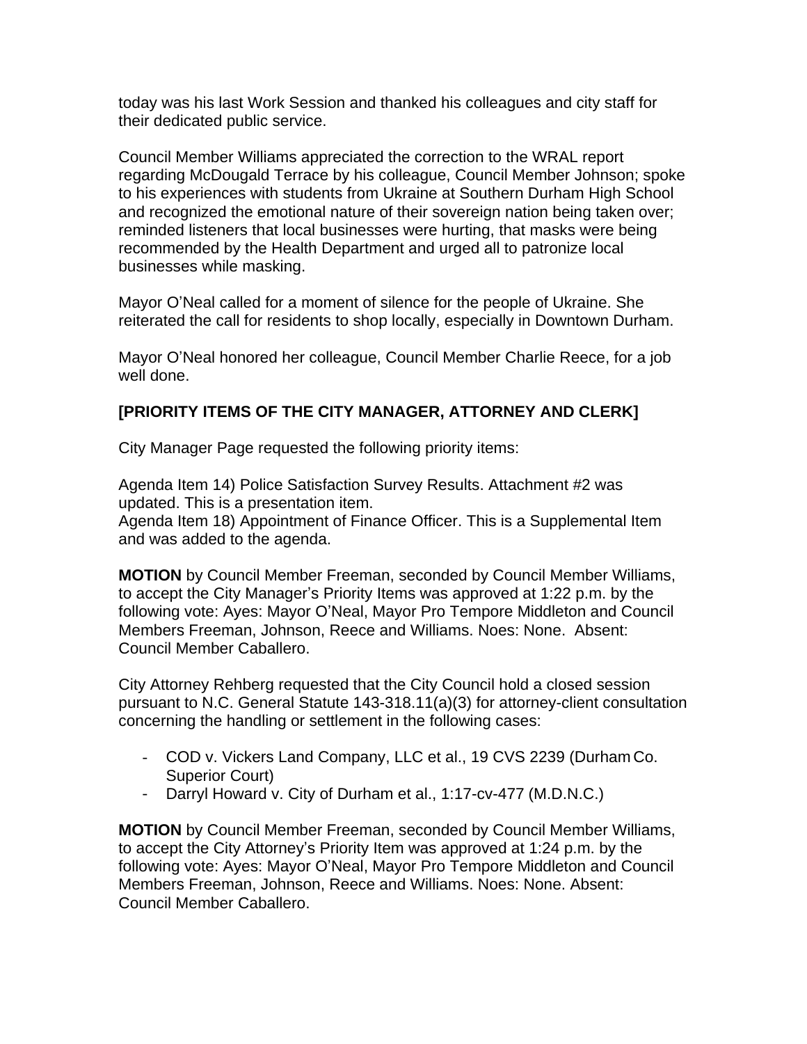today was his last Work Session and thanked his colleagues and city staff for their dedicated public service.

Council Member Williams appreciated the correction to the WRAL report regarding McDougald Terrace by his colleague, Council Member Johnson; spoke to his experiences with students from Ukraine at Southern Durham High School and recognized the emotional nature of their sovereign nation being taken over; reminded listeners that local businesses were hurting, that masks were being recommended by the Health Department and urged all to patronize local businesses while masking.

Mayor O'Neal called for a moment of silence for the people of Ukraine. She reiterated the call for residents to shop locally, especially in Downtown Durham.

Mayor O'Neal honored her colleague, Council Member Charlie Reece, for a job well done.

**[PRIORITY ITEMS OF THE CITY MANAGER, ATTORNEY AND CLERK]**

City Manager Page requested the following priority items:

Agenda Item 14) Police Satisfaction Survey Results. Attachment #2 was updated. This is a presentation item.
Agenda Item 18) Appointment of Finance Officer. This is a Supplemental Item and was added to the agenda.

**MOTION** by Council Member Freeman, seconded by Council Member Williams, to accept the City Manager's Priority Items was approved at 1:22 p.m. by the following vote: Ayes: Mayor O'Neal, Mayor Pro Tempore Middleton and Council Members Freeman, Johnson, Reece and Williams. Noes: None. Absent: Council Member Caballero.

City Attorney Rehberg requested that the City Council hold a closed session pursuant to N.C. General Statute 143-318.11(a)(3) for attorney-client consultation concerning the handling or settlement in the following cases:

- COD v. Vickers Land Company, LLC et al., 19 CVS 2239 (Durham Co. Superior Court)
- Darryl Howard v. City of Durham et al., 1:17-cv-477 (M.D.N.C.)

**MOTION** by Council Member Freeman, seconded by Council Member Williams, to accept the City Attorney's Priority Item was approved at 1:24 p.m. by the following vote: Ayes: Mayor O'Neal, Mayor Pro Tempore Middleton and Council Members Freeman, Johnson, Reece and Williams. Noes: None. Absent: Council Member Caballero.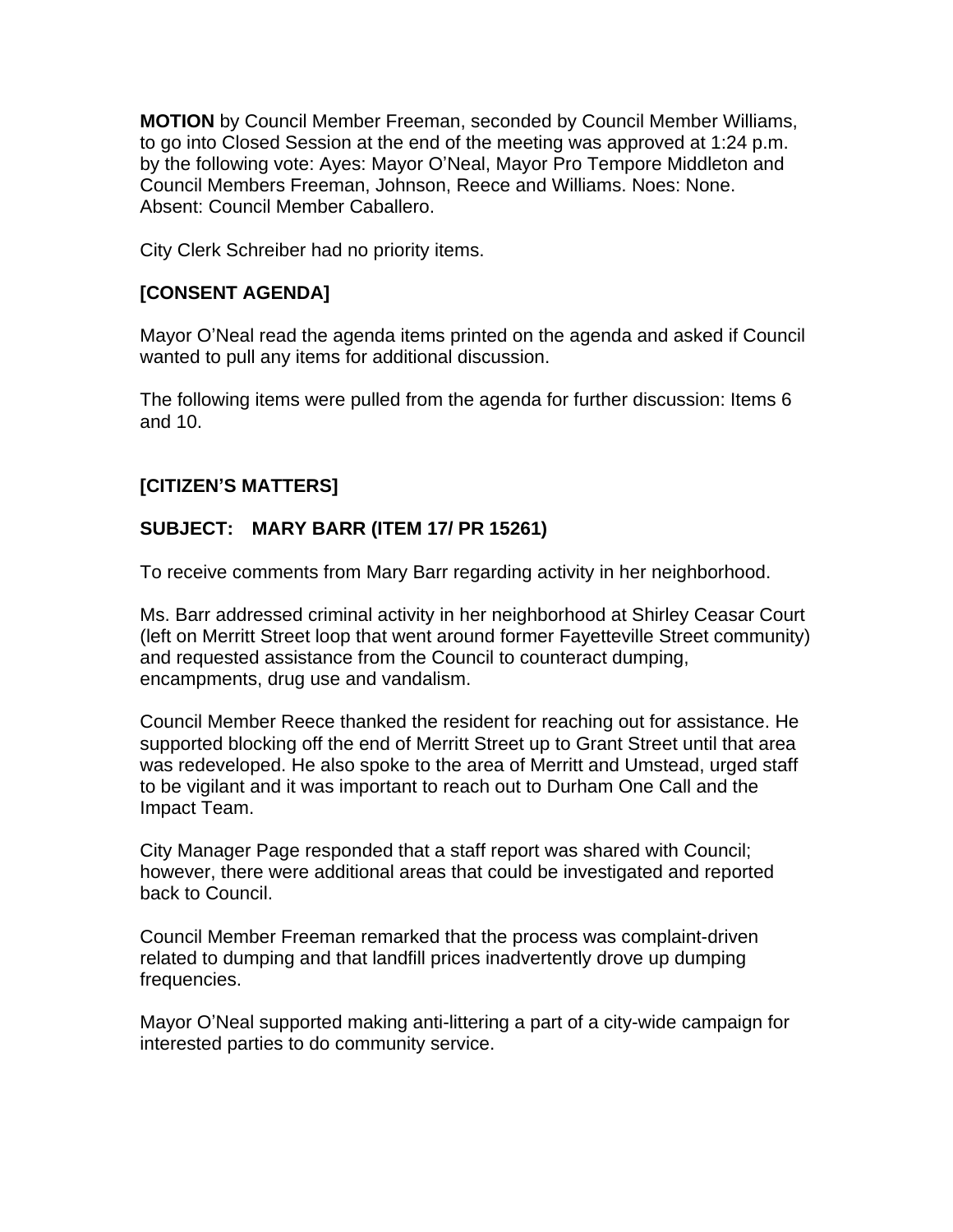**MOTION** by Council Member Freeman, seconded by Council Member Williams, to go into Closed Session at the end of the meeting was approved at 1:24 p.m. by the following vote: Ayes: Mayor O'Neal, Mayor Pro Tempore Middleton and Council Members Freeman, Johnson, Reece and Williams. Noes: None. Absent: Council Member Caballero.

City Clerk Schreiber had no priority items.

**[CONSENT AGENDA]**

Mayor O'Neal read the agenda items printed on the agenda and asked if Council wanted to pull any items for additional discussion.

The following items were pulled from the agenda for further discussion: Items 6 and 10.

**[CITIZEN'S MATTERS]**

**SUBJECT: MARY BARR (ITEM 17/ PR 15261)**

To receive comments from Mary Barr regarding activity in her neighborhood.

Ms. Barr addressed criminal activity in her neighborhood at Shirley Ceasar Court (left on Merritt Street loop that went around former Fayetteville Street community) and requested assistance from the Council to counteract dumping, encampments, drug use and vandalism.

Council Member Reece thanked the resident for reaching out for assistance. He supported blocking off the end of Merritt Street up to Grant Street until that area was redeveloped. He also spoke to the area of Merritt and Umstead, urged staff to be vigilant and it was important to reach out to Durham One Call and the Impact Team.

City Manager Page responded that a staff report was shared with Council; however, there were additional areas that could be investigated and reported back to Council.

Council Member Freeman remarked that the process was complaint-driven related to dumping and that landfill prices inadvertently drove up dumping frequencies.

Mayor O'Neal supported making anti-littering a part of a city-wide campaign for interested parties to do community service.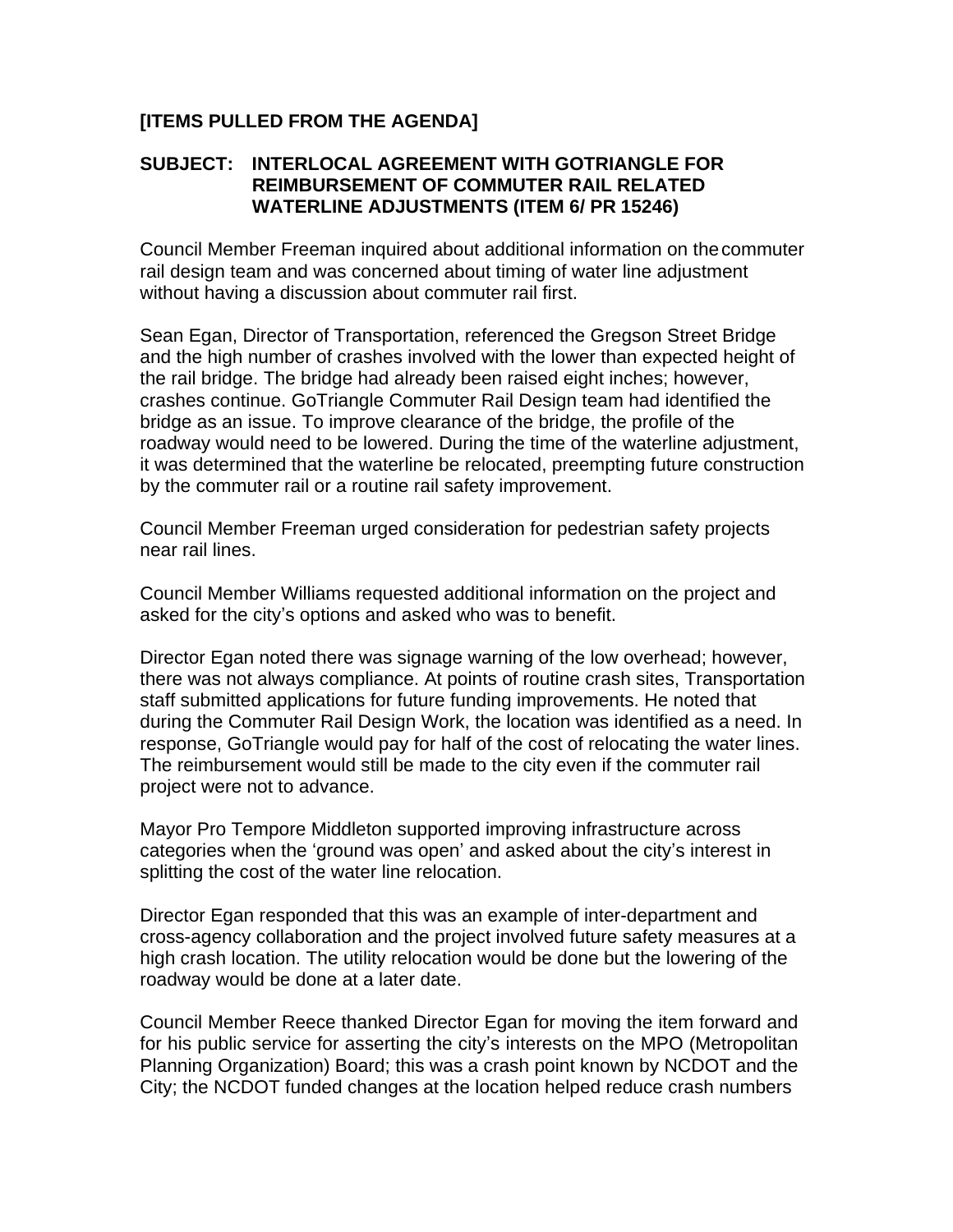**[ITEMS PULLED FROM THE AGENDA]**

**SUBJECT: INTERLOCAL AGREEMENT WITH GOTRIANGLE FOR REIMBURSEMENT OF COMMUTER RAIL RELATED WATERLINE ADJUSTMENTS (ITEM 6/ PR 15246)**

Council Member Freeman inquired about additional information on the commuter rail design team and was concerned about timing of water line adjustment without having a discussion about commuter rail first.

Sean Egan, Director of Transportation, referenced the Gregson Street Bridge and the high number of crashes involved with the lower than expected height of the rail bridge. The bridge had already been raised eight inches; however, crashes continue. GoTriangle Commuter Rail Design team had identified the bridge as an issue. To improve clearance of the bridge, the profile of the roadway would need to be lowered. During the time of the waterline adjustment, it was determined that the waterline be relocated, preempting future construction by the commuter rail or a routine rail safety improvement.

Council Member Freeman urged consideration for pedestrian safety projects near rail lines.

Council Member Williams requested additional information on the project and asked for the city's options and asked who was to benefit.

Director Egan noted there was signage warning of the low overhead; however, there was not always compliance. At points of routine crash sites, Transportation staff submitted applications for future funding improvements. He noted that during the Commuter Rail Design Work, the location was identified as a need. In response, GoTriangle would pay for half of the cost of relocating the water lines. The reimbursement would still be made to the city even if the commuter rail project were not to advance.

Mayor Pro Tempore Middleton supported improving infrastructure across categories when the 'ground was open' and asked about the city's interest in splitting the cost of the water line relocation.

Director Egan responded that this was an example of inter-department and cross-agency collaboration and the project involved future safety measures at a high crash location. The utility relocation would be done but the lowering of the roadway would be done at a later date.

Council Member Reece thanked Director Egan for moving the item forward and for his public service for asserting the city's interests on the MPO (Metropolitan Planning Organization) Board; this was a crash point known by NCDOT and the City; the NCDOT funded changes at the location helped reduce crash numbers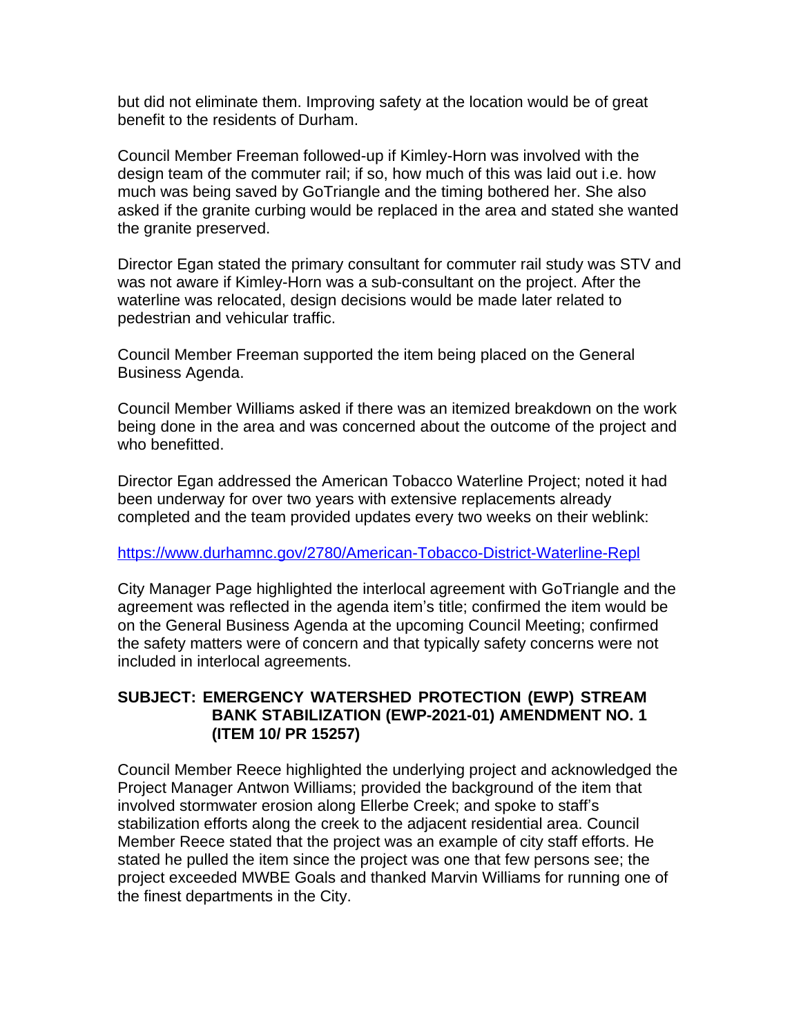but did not eliminate them. Improving safety at the location would be of great benefit to the residents of Durham.

Council Member Freeman followed-up if Kimley-Horn was involved with the design team of the commuter rail; if so, how much of this was laid out i.e. how much was being saved by GoTriangle and the timing bothered her. She also asked if the granite curbing would be replaced in the area and stated she wanted the granite preserved.

Director Egan stated the primary consultant for commuter rail study was STV and was not aware if Kimley-Horn was a sub-consultant on the project. After the waterline was relocated, design decisions would be made later related to pedestrian and vehicular traffic.

Council Member Freeman supported the item being placed on the General Business Agenda.

Council Member Williams asked if there was an itemized breakdown on the work being done in the area and was concerned about the outcome of the project and who benefitted.

Director Egan addressed the American Tobacco Waterline Project; noted it had been underway for over two years with extensive replacements already completed and the team provided updates every two weeks on their weblink:

https://www.durhamnc.gov/2780/American-Tobacco-District-Waterline-Repl

City Manager Page highlighted the interlocal agreement with GoTriangle and the agreement was reflected in the agenda item's title; confirmed the item would be on the General Business Agenda at the upcoming Council Meeting; confirmed the safety matters were of concern and that typically safety concerns were not included in interlocal agreements.

**SUBJECT: EMERGENCY WATERSHED PROTECTION (EWP) STREAM BANK STABILIZATION (EWP-2021-01) AMENDMENT NO. 1 (ITEM 10/ PR 15257)**

Council Member Reece highlighted the underlying project and acknowledged the Project Manager Antwon Williams; provided the background of the item that involved stormwater erosion along Ellerbe Creek; and spoke to staff's stabilization efforts along the creek to the adjacent residential area. Council Member Reece stated that the project was an example of city staff efforts. He stated he pulled the item since the project was one that few persons see; the project exceeded MWBE Goals and thanked Marvin Williams for running one of the finest departments in the City.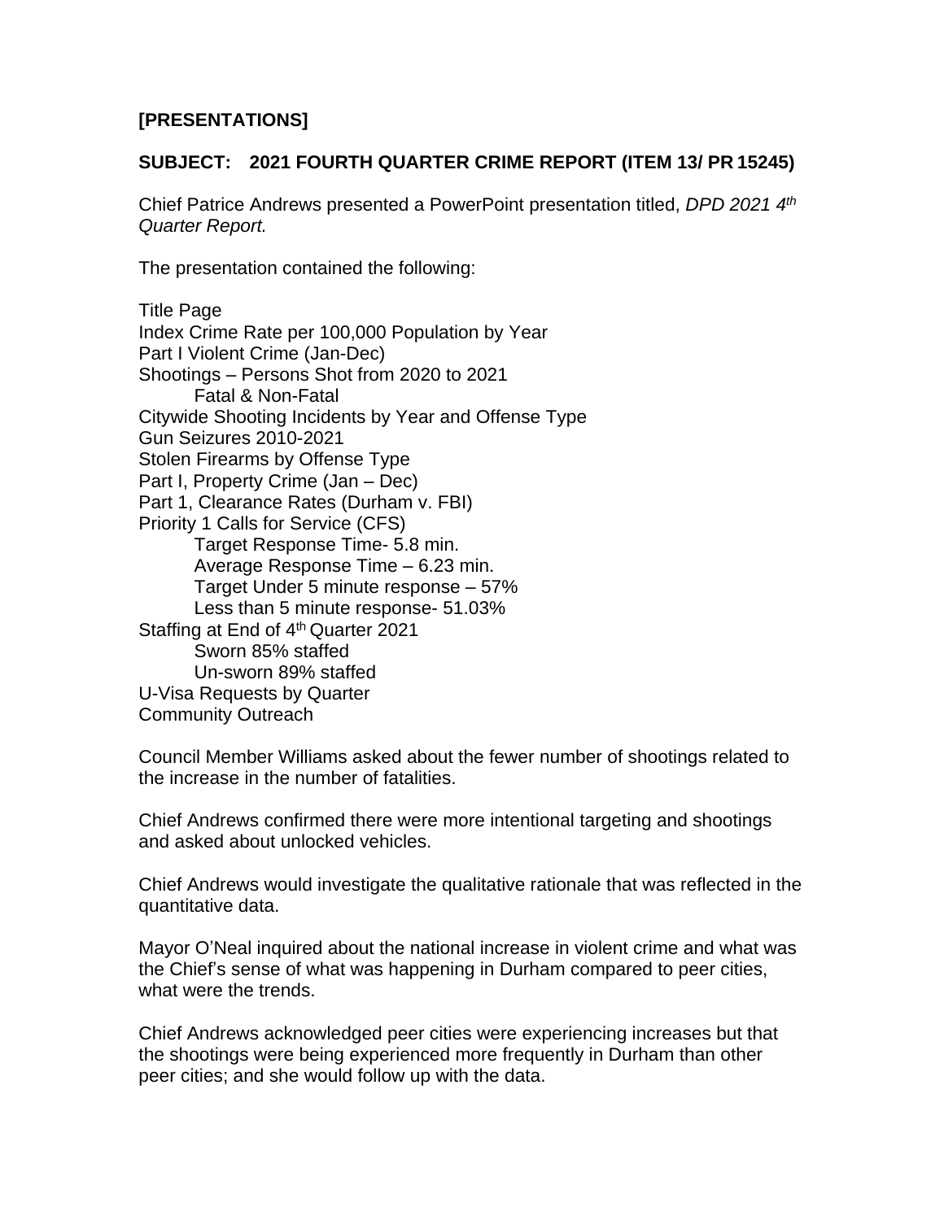**[PRESENTATIONS]**

**SUBJECT: 2021 FOURTH QUARTER CRIME REPORT (ITEM 13/ PR 15245)**

Chief Patrice Andrews presented a PowerPoint presentation titled, *DPD 2021 4th Quarter Report.*

The presentation contained the following:

Title Page
Index Crime Rate per 100,000 Population by Year
Part I Violent Crime (Jan-Dec)
Shootings – Persons Shot from 2020 to 2021
  Fatal & Non-Fatal
Citywide Shooting Incidents by Year and Offense Type
Gun Seizures 2010-2021
Stolen Firearms by Offense Type
Part I, Property Crime (Jan – Dec)
Part 1, Clearance Rates (Durham v. FBI)
Priority 1 Calls for Service (CFS)
  Target Response Time- 5.8 min.
  Average Response Time – 6.23 min.
  Target Under 5 minute response – 57%
  Less than 5 minute response- 51.03%
Staffing at End of 4th Quarter 2021
  Sworn 85% staffed
  Un-sworn 89% staffed
U-Visa Requests by Quarter
Community Outreach

Council Member Williams asked about the fewer number of shootings related to the increase in the number of fatalities.

Chief Andrews confirmed there were more intentional targeting and shootings and asked about unlocked vehicles.

Chief Andrews would investigate the qualitative rationale that was reflected in the quantitative data.

Mayor O'Neal inquired about the national increase in violent crime and what was the Chief's sense of what was happening in Durham compared to peer cities, what were the trends.

Chief Andrews acknowledged peer cities were experiencing increases but that the shootings were being experienced more frequently in Durham than other peer cities; and she would follow up with the data.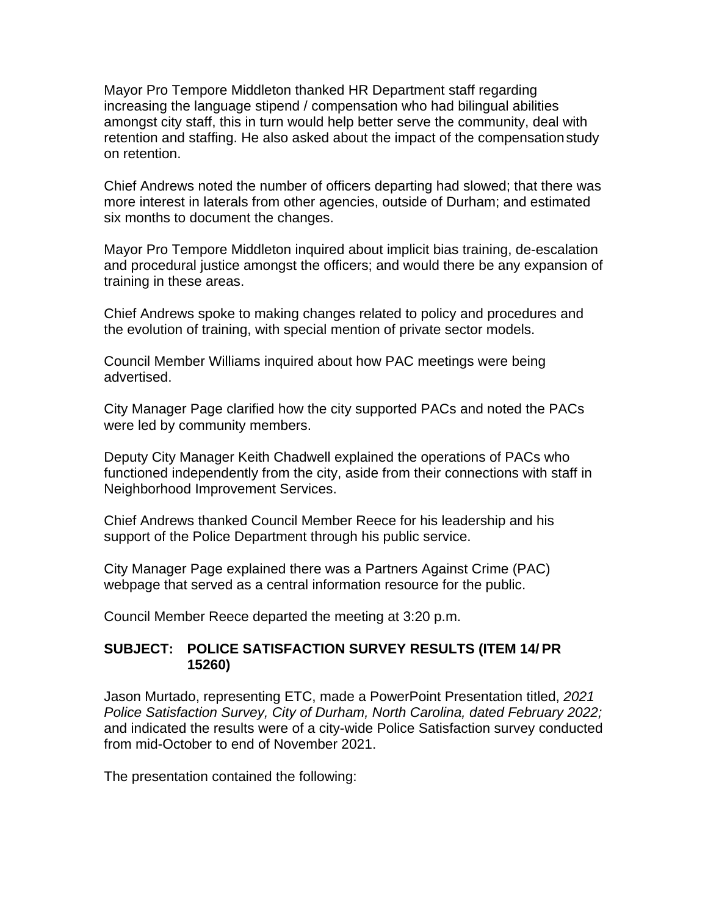Mayor Pro Tempore Middleton thanked HR Department staff regarding increasing the language stipend / compensation who had bilingual abilities amongst city staff, this in turn would help better serve the community, deal with retention and staffing. He also asked about the impact of the compensation study on retention.

Chief Andrews noted the number of officers departing had slowed; that there was more interest in laterals from other agencies, outside of Durham; and estimated six months to document the changes.

Mayor Pro Tempore Middleton inquired about implicit bias training, de-escalation and procedural justice amongst the officers; and would there be any expansion of training in these areas.

Chief Andrews spoke to making changes related to policy and procedures and the evolution of training, with special mention of private sector models.

Council Member Williams inquired about how PAC meetings were being advertised.

City Manager Page clarified how the city supported PACs and noted the PACs were led by community members.

Deputy City Manager Keith Chadwell explained the operations of PACs who functioned independently from the city, aside from their connections with staff in Neighborhood Improvement Services.

Chief Andrews thanked Council Member Reece for his leadership and his support of the Police Department through his public service.

City Manager Page explained there was a Partners Against Crime (PAC) webpage that served as a central information resource for the public.

Council Member Reece departed the meeting at 3:20 p.m.

**SUBJECT: POLICE SATISFACTION SURVEY RESULTS (ITEM 14/ PR 15260)**

Jason Murtado, representing ETC, made a PowerPoint Presentation titled, *2021 Police Satisfaction Survey, City of Durham, North Carolina, dated February 2022;* and indicated the results were of a city-wide Police Satisfaction survey conducted from mid-October to end of November 2021.

The presentation contained the following: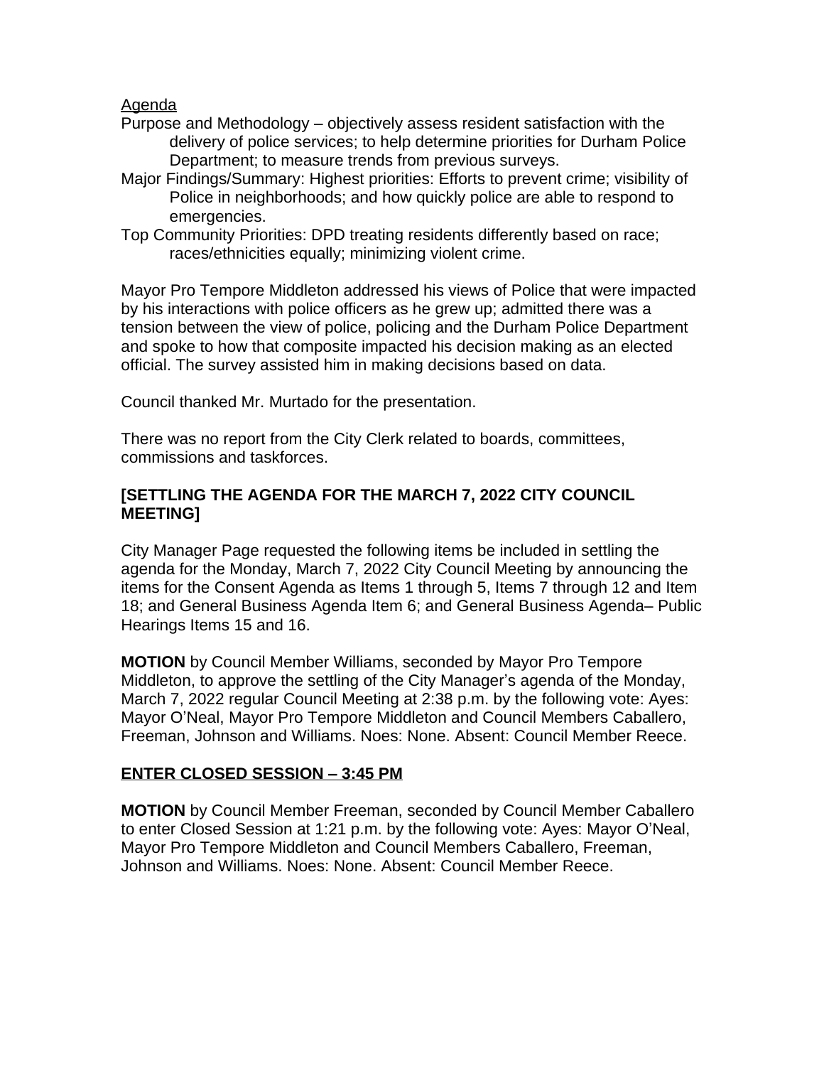Agenda

Purpose and Methodology – objectively assess resident satisfaction with the delivery of police services; to help determine priorities for Durham Police Department; to measure trends from previous surveys.

Major Findings/Summary: Highest priorities: Efforts to prevent crime; visibility of Police in neighborhoods; and how quickly police are able to respond to emergencies.

Top Community Priorities: DPD treating residents differently based on race; races/ethnicities equally; minimizing violent crime.

Mayor Pro Tempore Middleton addressed his views of Police that were impacted by his interactions with police officers as he grew up; admitted there was a tension between the view of police, policing and the Durham Police Department and spoke to how that composite impacted his decision making as an elected official. The survey assisted him in making decisions based on data.

Council thanked Mr. Murtado for the presentation.

There was no report from the City Clerk related to boards, committees, commissions and taskforces.

**[SETTLING THE AGENDA FOR THE MARCH 7, 2022 CITY COUNCIL MEETING]**

City Manager Page requested the following items be included in settling the agenda for the Monday, March 7, 2022 City Council Meeting by announcing the items for the Consent Agenda as Items 1 through 5, Items 7 through 12 and Item 18; and General Business Agenda Item 6; and General Business Agenda– Public Hearings Items 15 and 16.

**MOTION** by Council Member Williams, seconded by Mayor Pro Tempore Middleton, to approve the settling of the City Manager's agenda of the Monday, March 7, 2022 regular Council Meeting at 2:38 p.m. by the following vote: Ayes: Mayor O'Neal, Mayor Pro Tempore Middleton and Council Members Caballero, Freeman, Johnson and Williams. Noes: None. Absent: Council Member Reece.

**ENTER CLOSED SESSION – 3:45 PM**

**MOTION** by Council Member Freeman, seconded by Council Member Caballero to enter Closed Session at 1:21 p.m. by the following vote: Ayes: Mayor O'Neal, Mayor Pro Tempore Middleton and Council Members Caballero, Freeman, Johnson and Williams. Noes: None. Absent: Council Member Reece.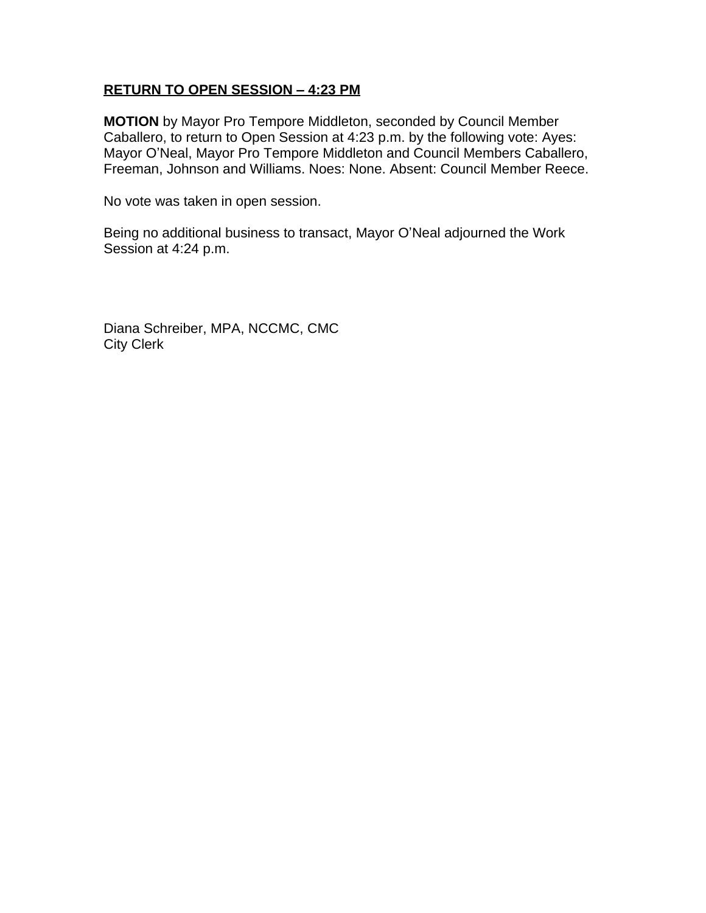**RETURN TO OPEN SESSION – 4:23 PM**

**MOTION** by Mayor Pro Tempore Middleton, seconded by Council Member Caballero, to return to Open Session at 4:23 p.m. by the following vote: Ayes: Mayor O'Neal, Mayor Pro Tempore Middleton and Council Members Caballero, Freeman, Johnson and Williams. Noes: None. Absent: Council Member Reece.

No vote was taken in open session.

Being no additional business to transact, Mayor O'Neal adjourned the Work Session at 4:24 p.m.

Diana Schreiber, MPA, NCCMC, CMC
City Clerk